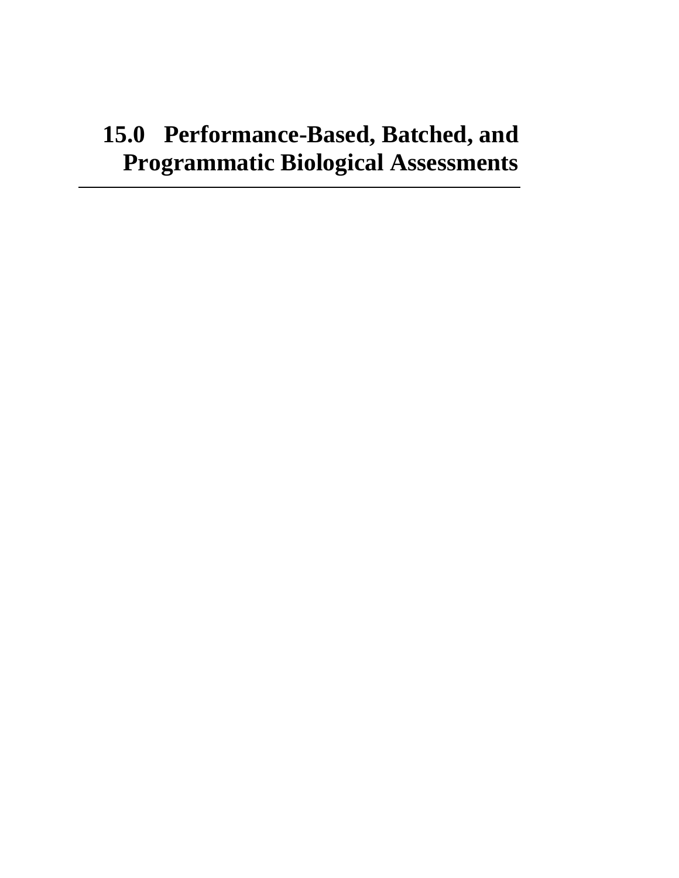# 15.0 Performance-Based, Batched, and Programmatic Biological Assessments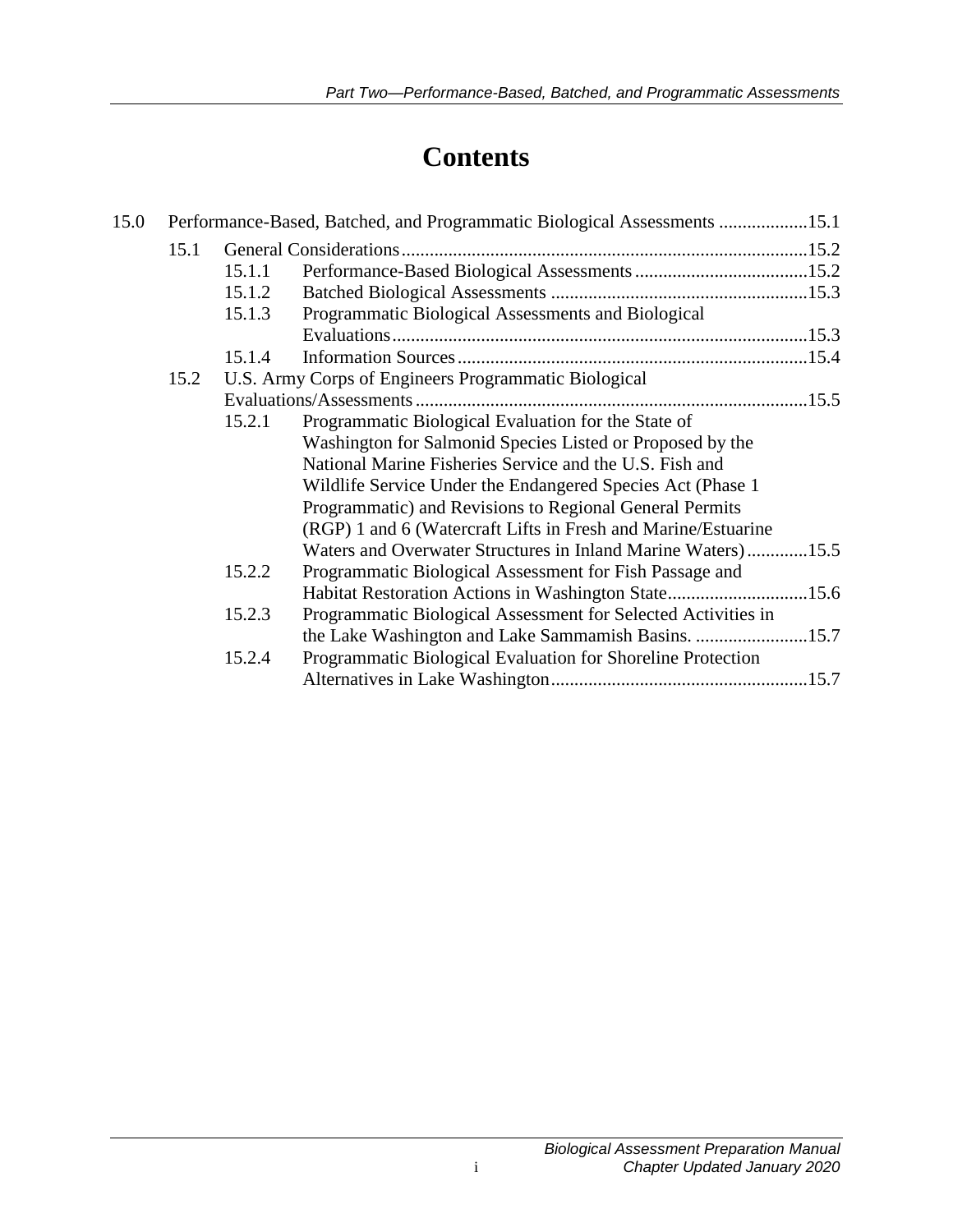# Contents

15.0 Performance-Based, Batched, and Programmatic Biological Assessments ...................15.1

- 15.1 General Considerations......................................................................................15.2
  - 15.1.1 Performance-Based Biological Assessments.....................................15.2
  - 15.1.2 Batched Biological Assessments .......................................................15.3
  - 15.1.3 Programmatic Biological Assessments and Biological Evaluations........................................................................................15.3
  - 15.1.4 Information Sources..........................................................................15.4
- 15.2 U.S. Army Corps of Engineers Programmatic Biological Evaluations/Assessments...................................................................................15.5
  - 15.2.1 Programmatic Biological Evaluation for the State of Washington for Salmonid Species Listed or Proposed by the National Marine Fisheries Service and the U.S. Fish and Wildlife Service Under the Endangered Species Act (Phase 1 Programmatic) and Revisions to Regional General Permits (RGP) 1 and 6 (Watercraft Lifts in Fresh and Marine/Estuarine Waters and Overwater Structures in Inland Marine Waters).............15.5
  - 15.2.2 Programmatic Biological Assessment for Fish Passage and Habitat Restoration Actions in Washington State.............................15.6
  - 15.2.3 Programmatic Biological Assessment for Selected Activities in the Lake Washington and Lake Sammamish Basins. ........................15.7
  - 15.2.4 Programmatic Biological Evaluation for Shoreline Protection Alternatives in Lake Washington.......................................................15.7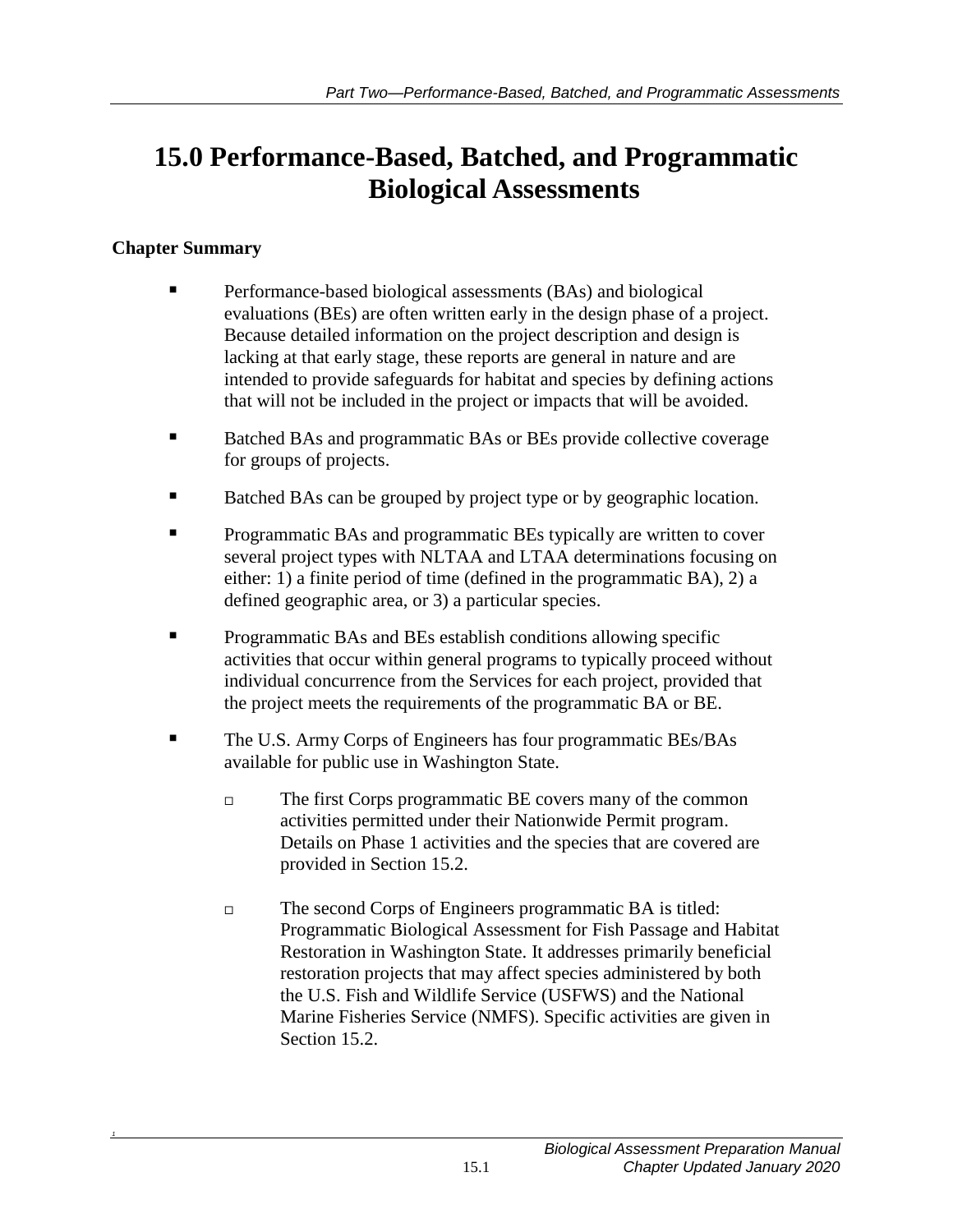# 15.0 Performance-Based, Batched, and Programmatic Biological Assessments

**Chapter Summary**

- Performance-based biological assessments (BAs) and biological evaluations (BEs) are often written early in the design phase of a project. Because detailed information on the project description and design is lacking at that early stage, these reports are general in nature and are intended to provide safeguards for habitat and species by defining actions that will not be included in the project or impacts that will be avoided.
- Batched BAs and programmatic BAs or BEs provide collective coverage for groups of projects.
- Batched BAs can be grouped by project type or by geographic location.
- Programmatic BAs and programmatic BEs typically are written to cover several project types with NLTAA and LTAA determinations focusing on either: 1) a finite period of time (defined in the programmatic BA), 2) a defined geographic area, or 3) a particular species.
- Programmatic BAs and BEs establish conditions allowing specific activities that occur within general programs to typically proceed without individual concurrence from the Services for each project, provided that the project meets the requirements of the programmatic BA or BE.
- The U.S. Army Corps of Engineers has four programmatic BEs/BAs available for public use in Washington State.
  - The first Corps programmatic BE covers many of the common activities permitted under their Nationwide Permit program. Details on Phase 1 activities and the species that are covered are provided in Section 15.2.
  - The second Corps of Engineers programmatic BA is titled: Programmatic Biological Assessment for Fish Passage and Habitat Restoration in Washington State. It addresses primarily beneficial restoration projects that may affect species administered by both the U.S. Fish and Wildlife Service (USFWS) and the National Marine Fisheries Service (NMFS). Specific activities are given in Section 15.2.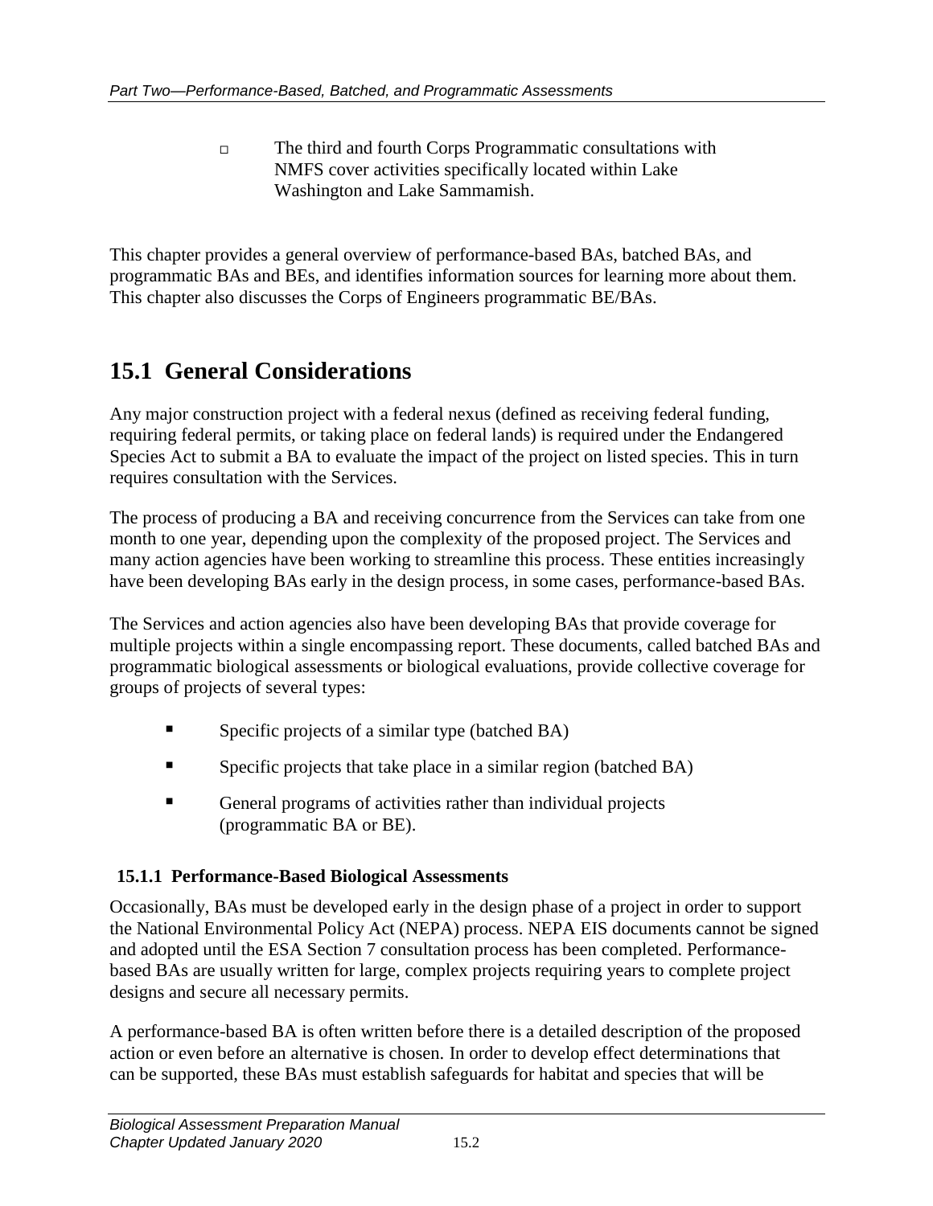- The third and fourth Corps Programmatic consultations with NMFS cover activities specifically located within Lake Washington and Lake Sammamish.

This chapter provides a general overview of performance-based BAs, batched BAs, and programmatic BAs and BEs, and identifies information sources for learning more about them. This chapter also discusses the Corps of Engineers programmatic BE/BAs.

## 15.1 General Considerations

Any major construction project with a federal nexus (defined as receiving federal funding, requiring federal permits, or taking place on federal lands) is required under the Endangered Species Act to submit a BA to evaluate the impact of the project on listed species. This in turn requires consultation with the Services.

The process of producing a BA and receiving concurrence from the Services can take from one month to one year, depending upon the complexity of the proposed project. The Services and many action agencies have been working to streamline this process. These entities increasingly have been developing BAs early in the design process, in some cases, performance-based BAs.

The Services and action agencies also have been developing BAs that provide coverage for multiple projects within a single encompassing report. These documents, called batched BAs and programmatic biological assessments or biological evaluations, provide collective coverage for groups of projects of several types:

- Specific projects of a similar type (batched BA)
- Specific projects that take place in a similar region (batched BA)
- General programs of activities rather than individual projects (programmatic BA or BE).

### 15.1.1 Performance-Based Biological Assessments

Occasionally, BAs must be developed early in the design phase of a project in order to support the National Environmental Policy Act (NEPA) process. NEPA EIS documents cannot be signed and adopted until the ESA Section 7 consultation process has been completed. Performance-based BAs are usually written for large, complex projects requiring years to complete project designs and secure all necessary permits.

A performance-based BA is often written before there is a detailed description of the proposed action or even before an alternative is chosen. In order to develop effect determinations that can be supported, these BAs must establish safeguards for habitat and species that will be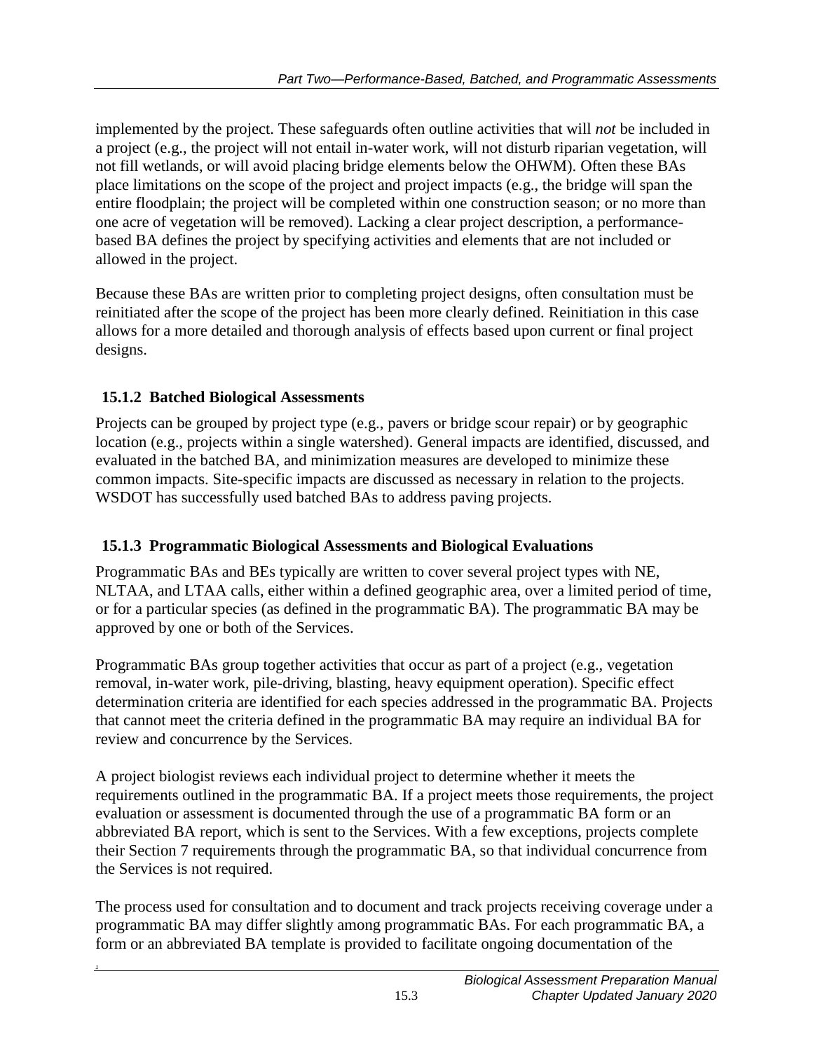implemented by the project. These safeguards often outline activities that will *not* be included in a project (e.g., the project will not entail in-water work, will not disturb riparian vegetation, will not fill wetlands, or will avoid placing bridge elements below the OHWM). Often these BAs place limitations on the scope of the project and project impacts (e.g., the bridge will span the entire floodplain; the project will be completed within one construction season; or no more than one acre of vegetation will be removed). Lacking a clear project description, a performance-based BA defines the project by specifying activities and elements that are not included or allowed in the project.

Because these BAs are written prior to completing project designs, often consultation must be reinitiated after the scope of the project has been more clearly defined. Reinitiation in this case allows for a more detailed and thorough analysis of effects based upon current or final project designs.

### 15.1.2 Batched Biological Assessments

Projects can be grouped by project type (e.g., pavers or bridge scour repair) or by geographic location (e.g., projects within a single watershed). General impacts are identified, discussed, and evaluated in the batched BA, and minimization measures are developed to minimize these common impacts. Site-specific impacts are discussed as necessary in relation to the projects. WSDOT has successfully used batched BAs to address paving projects.

### 15.1.3 Programmatic Biological Assessments and Biological Evaluations

Programmatic BAs and BEs typically are written to cover several project types with NE, NLTAA, and LTAA calls, either within a defined geographic area, over a limited period of time, or for a particular species (as defined in the programmatic BA). The programmatic BA may be approved by one or both of the Services.

Programmatic BAs group together activities that occur as part of a project (e.g., vegetation removal, in-water work, pile-driving, blasting, heavy equipment operation). Specific effect determination criteria are identified for each species addressed in the programmatic BA. Projects that cannot meet the criteria defined in the programmatic BA may require an individual BA for review and concurrence by the Services.

A project biologist reviews each individual project to determine whether it meets the requirements outlined in the programmatic BA. If a project meets those requirements, the project evaluation or assessment is documented through the use of a programmatic BA form or an abbreviated BA report, which is sent to the Services. With a few exceptions, projects complete their Section 7 requirements through the programmatic BA, so that individual concurrence from the Services is not required.

The process used for consultation and to document and track projects receiving coverage under a programmatic BA may differ slightly among programmatic BAs. For each programmatic BA, a form or an abbreviated BA template is provided to facilitate ongoing documentation of the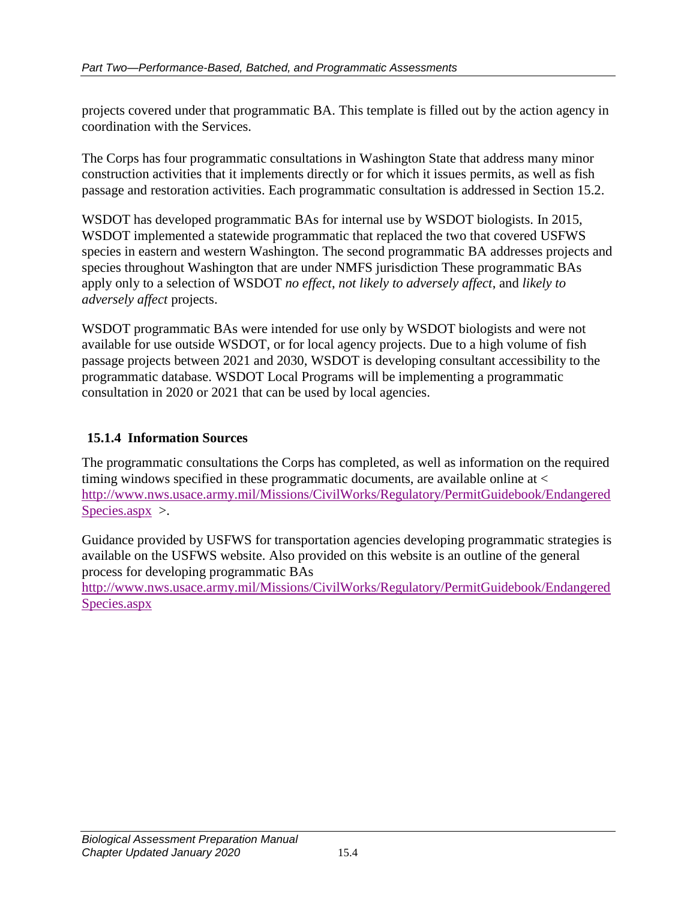projects covered under that programmatic BA. This template is filled out by the action agency in coordination with the Services.

The Corps has four programmatic consultations in Washington State that address many minor construction activities that it implements directly or for which it issues permits, as well as fish passage and restoration activities. Each programmatic consultation is addressed in Section 15.2.

WSDOT has developed programmatic BAs for internal use by WSDOT biologists. In 2015, WSDOT implemented a statewide programmatic that replaced the two that covered USFWS species in eastern and western Washington. The second programmatic BA addresses projects and species throughout Washington that are under NMFS jurisdiction These programmatic BAs apply only to a selection of WSDOT *no effect*, *not likely to adversely affect*, and *likely to adversely affect* projects.

WSDOT programmatic BAs were intended for use only by WSDOT biologists and were not available for use outside WSDOT, or for local agency projects. Due to a high volume of fish passage projects between 2021 and 2030, WSDOT is developing consultant accessibility to the programmatic database. WSDOT Local Programs will be implementing a programmatic consultation in 2020 or 2021 that can be used by local agencies.

### 15.1.4 Information Sources

The programmatic consultations the Corps has completed, as well as information on the required timing windows specified in these programmatic documents, are available online at < [http://www.nws.usace.army.mil/Missions/CivilWorks/Regulatory/PermitGuidebook/EndangeredSpecies.aspx](http://www.nws.usace.army.mil/Missions/CivilWorks/Regulatory/PermitGuidebook/EndangeredSpecies.aspx) >.

Guidance provided by USFWS for transportation agencies developing programmatic strategies is available on the USFWS website. Also provided on this website is an outline of the general process for developing programmatic BAs [http://www.nws.usace.army.mil/Missions/CivilWorks/Regulatory/PermitGuidebook/EndangeredSpecies.aspx](http://www.nws.usace.army.mil/Missions/CivilWorks/Regulatory/PermitGuidebook/EndangeredSpecies.aspx)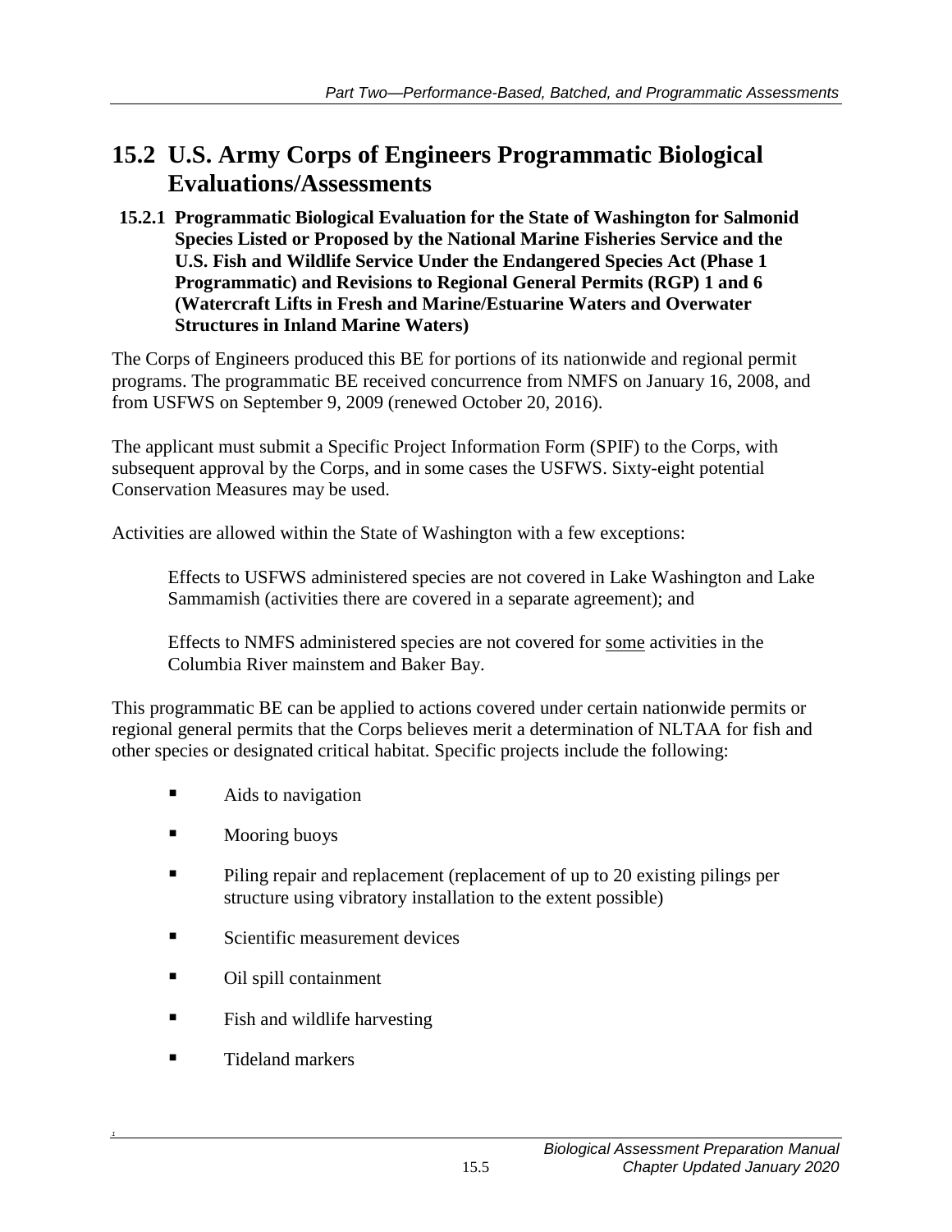## 15.2 U.S. Army Corps of Engineers Programmatic Biological Evaluations/Assessments

### 15.2.1 Programmatic Biological Evaluation for the State of Washington for Salmonid Species Listed or Proposed by the National Marine Fisheries Service and the U.S. Fish and Wildlife Service Under the Endangered Species Act (Phase 1 Programmatic) and Revisions to Regional General Permits (RGP) 1 and 6 (Watercraft Lifts in Fresh and Marine/Estuarine Waters and Overwater Structures in Inland Marine Waters)

The Corps of Engineers produced this BE for portions of its nationwide and regional permit programs. The programmatic BE received concurrence from NMFS on January 16, 2008, and from USFWS on September 9, 2009 (renewed October 20, 2016).

The applicant must submit a Specific Project Information Form (SPIF) to the Corps, with subsequent approval by the Corps, and in some cases the USFWS. Sixty-eight potential Conservation Measures may be used.

Activities are allowed within the State of Washington with a few exceptions:

> Effects to USFWS administered species are not covered in Lake Washington and Lake Sammamish (activities there are covered in a separate agreement); and
>
> Effects to NMFS administered species are not covered for <u>some</u> activities in the Columbia River mainstem and Baker Bay.

This programmatic BE can be applied to actions covered under certain nationwide permits or regional general permits that the Corps believes merit a determination of NLTAA for fish and other species or designated critical habitat. Specific projects include the following:

- Aids to navigation
- Mooring buoys
- Piling repair and replacement (replacement of up to 20 existing pilings per structure using vibratory installation to the extent possible)
- Scientific measurement devices
- Oil spill containment
- Fish and wildlife harvesting
- Tideland markers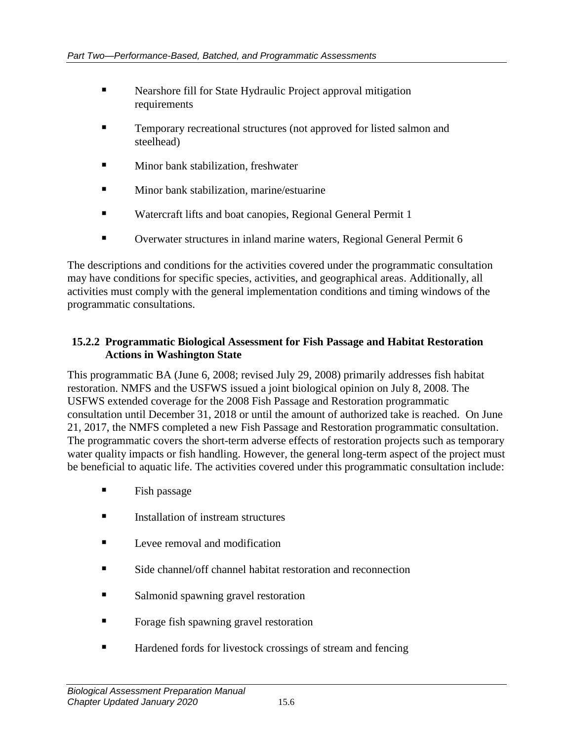- Nearshore fill for State Hydraulic Project approval mitigation requirements
- Temporary recreational structures (not approved for listed salmon and steelhead)
- Minor bank stabilization, freshwater
- Minor bank stabilization, marine/estuarine
- Watercraft lifts and boat canopies, Regional General Permit 1
- Overwater structures in inland marine waters, Regional General Permit 6

The descriptions and conditions for the activities covered under the programmatic consultation may have conditions for specific species, activities, and geographical areas. Additionally, all activities must comply with the general implementation conditions and timing windows of the programmatic consultations.

### 15.2.2 Programmatic Biological Assessment for Fish Passage and Habitat Restoration Actions in Washington State

This programmatic BA (June 6, 2008; revised July 29, 2008) primarily addresses fish habitat restoration. NMFS and the USFWS issued a joint biological opinion on July 8, 2008. The USFWS extended coverage for the 2008 Fish Passage and Restoration programmatic consultation until December 31, 2018 or until the amount of authorized take is reached. On June 21, 2017, the NMFS completed a new Fish Passage and Restoration programmatic consultation. The programmatic covers the short-term adverse effects of restoration projects such as temporary water quality impacts or fish handling. However, the general long-term aspect of the project must be beneficial to aquatic life. The activities covered under this programmatic consultation include:

- Fish passage
- Installation of instream structures
- Levee removal and modification
- Side channel/off channel habitat restoration and reconnection
- Salmonid spawning gravel restoration
- Forage fish spawning gravel restoration
- Hardened fords for livestock crossings of stream and fencing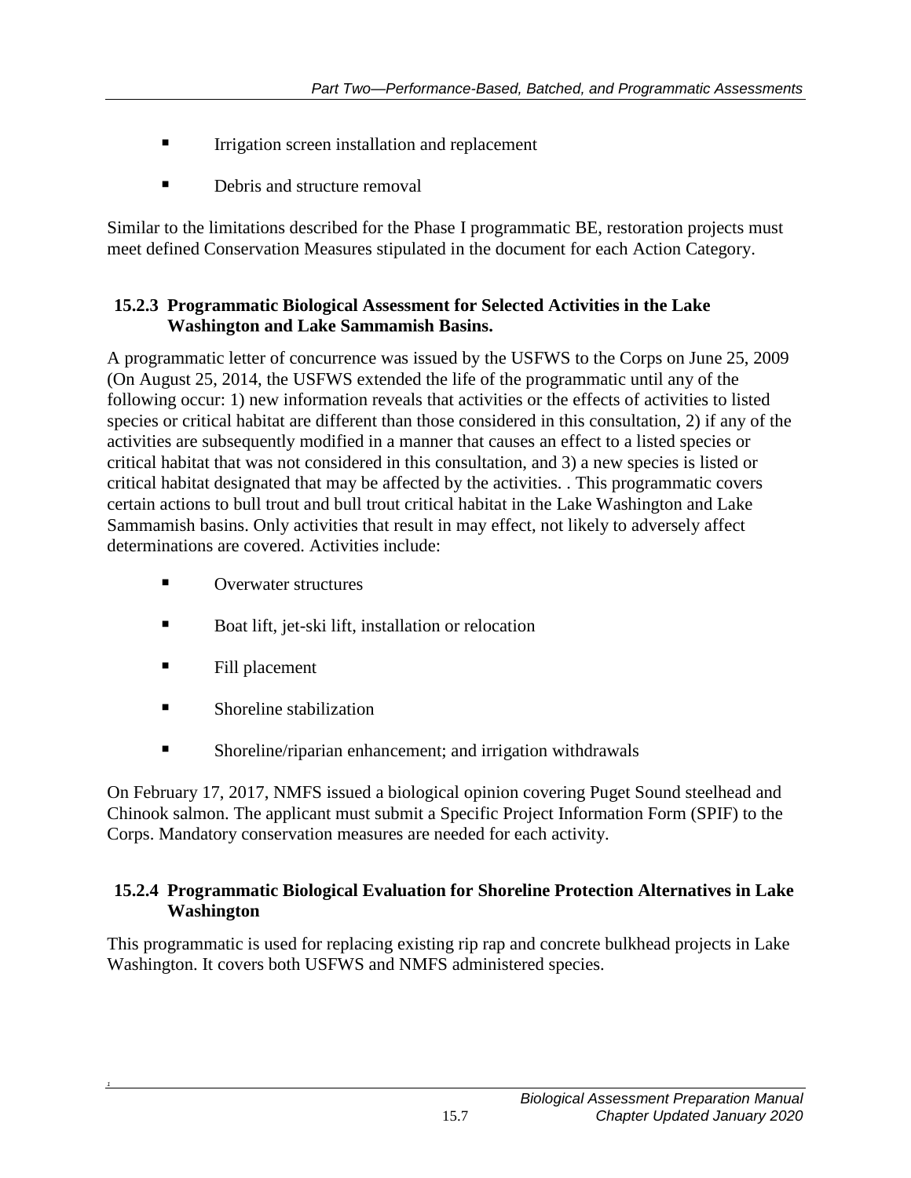- Irrigation screen installation and replacement
- Debris and structure removal

Similar to the limitations described for the Phase I programmatic BE, restoration projects must meet defined Conservation Measures stipulated in the document for each Action Category.

### 15.2.3 Programmatic Biological Assessment for Selected Activities in the Lake Washington and Lake Sammamish Basins.

A programmatic letter of concurrence was issued by the USFWS to the Corps on June 25, 2009 (On August 25, 2014, the USFWS extended the life of the programmatic until any of the following occur: 1) new information reveals that activities or the effects of activities to listed species or critical habitat are different than those considered in this consultation, 2) if any of the activities are subsequently modified in a manner that causes an effect to a listed species or critical habitat that was not considered in this consultation, and 3) a new species is listed or critical habitat designated that may be affected by the activities. . This programmatic covers certain actions to bull trout and bull trout critical habitat in the Lake Washington and Lake Sammamish basins. Only activities that result in may effect, not likely to adversely affect determinations are covered. Activities include:

- Overwater structures
- Boat lift, jet-ski lift, installation or relocation
- Fill placement
- Shoreline stabilization
- Shoreline/riparian enhancement; and irrigation withdrawals

On February 17, 2017, NMFS issued a biological opinion covering Puget Sound steelhead and Chinook salmon. The applicant must submit a Specific Project Information Form (SPIF) to the Corps. Mandatory conservation measures are needed for each activity.

### 15.2.4 Programmatic Biological Evaluation for Shoreline Protection Alternatives in Lake Washington

This programmatic is used for replacing existing rip rap and concrete bulkhead projects in Lake Washington. It covers both USFWS and NMFS administered species.